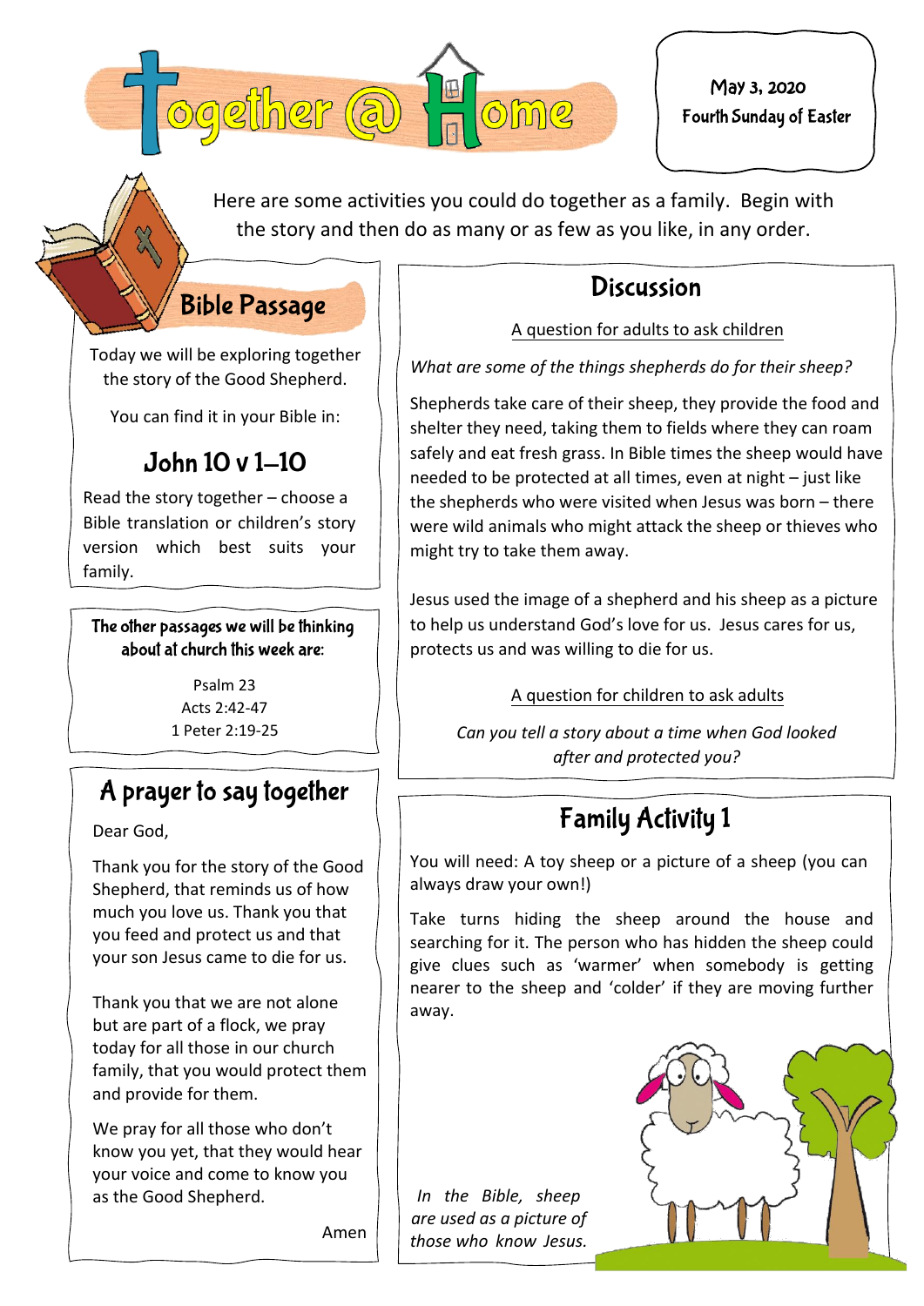# Together @ Home

May 3, 2020
Fourth Sunday of Easter

Here are some activities you could do together as a family. Begin with the story and then do as many or as few as you like, in any order.

## Bible Passage

Today we will be exploring together the story of the Good Shepherd.

You can find it in your Bible in:

### John 10 v 1–10

Read the story together – choose a Bible translation or children's story version which best suits your family.

**The other passages we will be thinking about at church this week are:**

Psalm 23
Acts 2:42-47
1 Peter 2:19-25

## A prayer to say together

Dear God,

Thank you for the story of the Good Shepherd, that reminds us of how much you love us. Thank you that you feed and protect us and that your son Jesus came to die for us.

Thank you that we are not alone but are part of a flock, we pray today for all those in our church family, that you would protect them and provide for them.

We pray for all those who don't know you yet, that they would hear your voice and come to know you as the Good Shepherd.

Amen

## Discussion

A question for adults to ask children

*What are some of the things shepherds do for their sheep?*

Shepherds take care of their sheep, they provide the food and shelter they need, taking them to fields where they can roam safely and eat fresh grass. In Bible times the sheep would have needed to be protected at all times, even at night – just like the shepherds who were visited when Jesus was born – there were wild animals who might attack the sheep or thieves who might try to take them away.

Jesus used the image of a shepherd and his sheep as a picture to help us understand God's love for us. Jesus cares for us, protects us and was willing to die for us.

A question for children to ask adults

*Can you tell a story about a time when God looked after and protected you?*

## Family Activity 1

You will need: A toy sheep or a picture of a sheep (you can always draw your own!)

Take turns hiding the sheep around the house and searching for it. The person who has hidden the sheep could give clues such as 'warmer' when somebody is getting nearer to the sheep and 'colder' if they are moving further away.

*In the Bible, sheep are used as a picture of those who know Jesus.*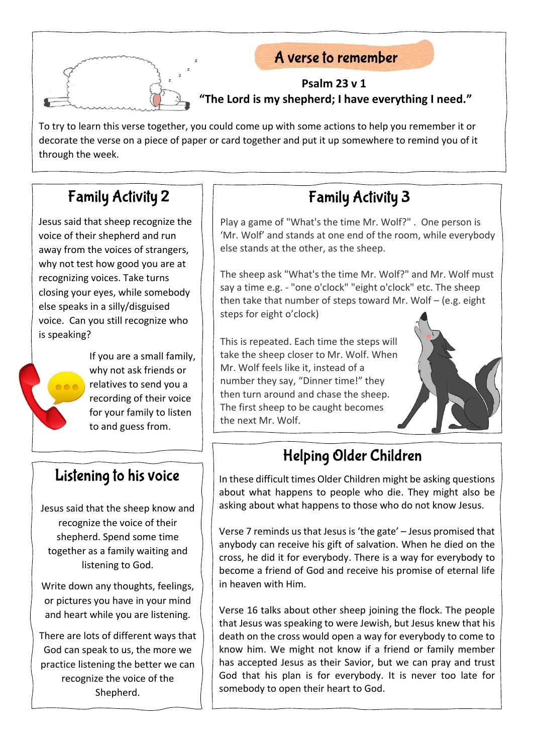## A verse to remember

**Psalm 23 v 1**

**"The Lord is my shepherd; I have everything I need."**

To try to learn this verse together, you could come up with some actions to help you remember it or decorate the verse on a piece of paper or card together and put it up somewhere to remind you of it through the week.

## Family Activity 2

Jesus said that sheep recognize the voice of their shepherd and run away from the voices of strangers, why not test how good you are at recognizing voices. Take turns closing your eyes, while somebody else speaks in a silly/disguised voice. Can you still recognize who is speaking?

If you are a small family, why not ask friends or relatives to send you a recording of their voice for your family to listen to and guess from.

## Listening to his voice

Jesus said that the sheep know and recognize the voice of their shepherd. Spend some time together as a family waiting and listening to God.

Write down any thoughts, feelings, or pictures you have in your mind and heart while you are listening.

There are lots of different ways that God can speak to us, the more we practice listening the better we can recognize the voice of the Shepherd.

## Family Activity 3

Play a game of "What's the time Mr. Wolf?" . One person is 'Mr. Wolf' and stands at one end of the room, while everybody else stands at the other, as the sheep.

The sheep ask "What's the time Mr. Wolf?" and Mr. Wolf must say a time e.g. - "one o'clock" "eight o'clock" etc. The sheep then take that number of steps toward Mr. Wolf – (e.g. eight steps for eight o'clock)

This is repeated. Each time the steps will take the sheep closer to Mr. Wolf. When Mr. Wolf feels like it, instead of a number they say, "Dinner time!" they then turn around and chase the sheep. The first sheep to be caught becomes the next Mr. Wolf.

## Helping Older Children

In these difficult times Older Children might be asking questions about what happens to people who die. They might also be asking about what happens to those who do not know Jesus.

Verse 7 reminds us that Jesus is 'the gate' – Jesus promised that anybody can receive his gift of salvation. When he died on the cross, he did it for everybody. There is a way for everybody to become a friend of God and receive his promise of eternal life in heaven with Him.

Verse 16 talks about other sheep joining the flock. The people that Jesus was speaking to were Jewish, but Jesus knew that his death on the cross would open a way for everybody to come to know him. We might not know if a friend or family member has accepted Jesus as their Savior, but we can pray and trust God that his plan is for everybody. It is never too late for somebody to open their heart to God.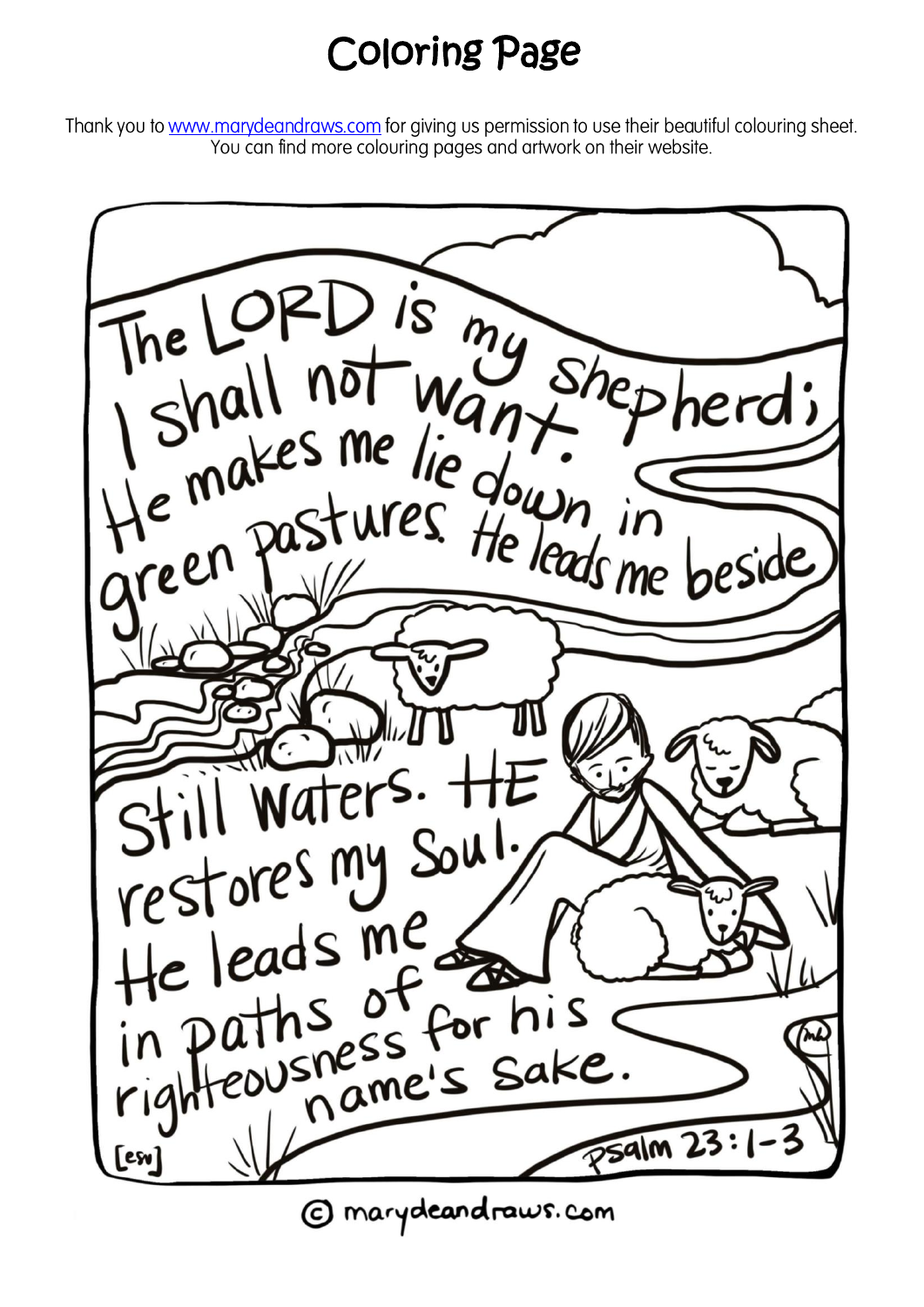# Coloring Page

Thank you to [www.marydeandraws.com](http://www.marydeandraws.com) for giving us permission to use their beautiful colouring sheet. You can find more colouring pages and artwork on their website.

The LORD is my shepherd; I shall not want. He makes me lie down in green pastures. He leads me beside still waters. HE restores my soul. He leads me in paths of righteousness for his name's sake.

[esv]

Psalm 23:1-3

© marydeandraws.com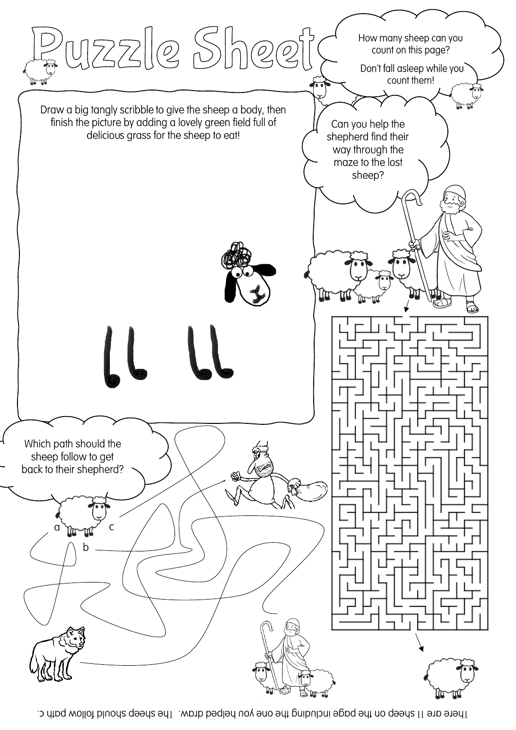# Puzzle Sheet

How many sheep can you count on this page?

Don't fall asleep while you count them!

Draw a big tangly scribble to give the sheep a body, then finish the picture by adding a lovely green field full of delicious grass for the sheep to eat!

Can you help the shepherd find their way through the maze to the lost sheep?

Which path should the sheep follow to get back to their shepherd?

a

b

c

There are 11 sheep on the page including the one you helped draw. The sheep should follow path c.